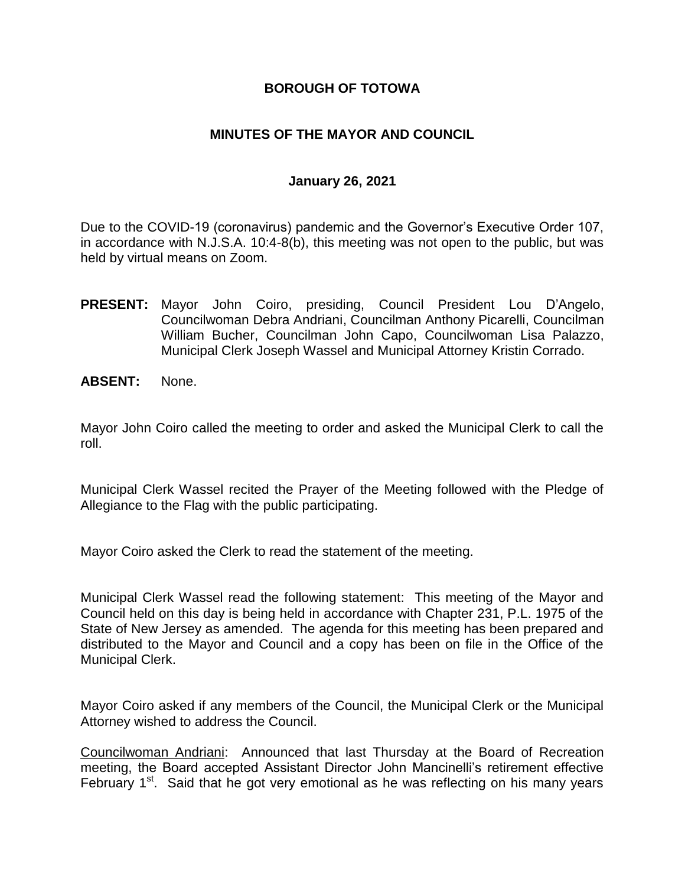# BOROUGH OF TOTOWA

## MINUTES OF THE MAYOR AND COUNCIL

### January 26, 2021

Due to the COVID-19 (coronavirus) pandemic and the Governor's Executive Order 107, in accordance with N.J.S.A. 10:4-8(b), this meeting was not open to the public, but was held by virtual means on Zoom.

**PRESENT:** Mayor John Coiro, presiding, Council President Lou D'Angelo, Councilwoman Debra Andriani, Councilman Anthony Picarelli, Councilman William Bucher, Councilman John Capo, Councilwoman Lisa Palazzo, Municipal Clerk Joseph Wassel and Municipal Attorney Kristin Corrado.

**ABSENT:** None.

Mayor John Coiro called the meeting to order and asked the Municipal Clerk to call the roll.

Municipal Clerk Wassel recited the Prayer of the Meeting followed with the Pledge of Allegiance to the Flag with the public participating.

Mayor Coiro asked the Clerk to read the statement of the meeting.

Municipal Clerk Wassel read the following statement: This meeting of the Mayor and Council held on this day is being held in accordance with Chapter 231, P.L. 1975 of the State of New Jersey as amended. The agenda for this meeting has been prepared and distributed to the Mayor and Council and a copy has been on file in the Office of the Municipal Clerk.

Mayor Coiro asked if any members of the Council, the Municipal Clerk or the Municipal Attorney wished to address the Council.

Councilwoman Andriani: Announced that last Thursday at the Board of Recreation meeting, the Board accepted Assistant Director John Mancinelli's retirement effective February 1st. Said that he got very emotional as he was reflecting on his many years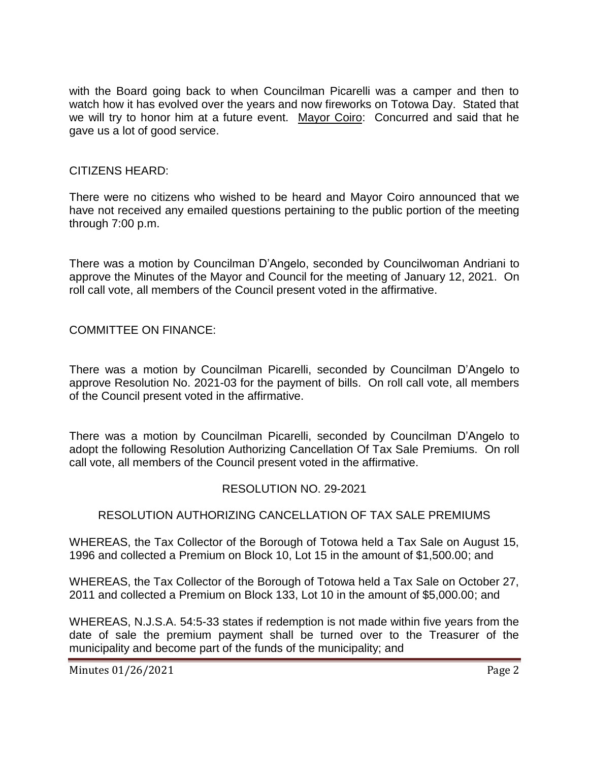with the Board going back to when Councilman Picarelli was a camper and then to watch how it has evolved over the years and now fireworks on Totowa Day. Stated that we will try to honor him at a future event. Mayor Coiro: Concurred and said that he gave us a lot of good service.

CITIZENS HEARD:

There were no citizens who wished to be heard and Mayor Coiro announced that we have not received any emailed questions pertaining to the public portion of the meeting through 7:00 p.m.

There was a motion by Councilman D'Angelo, seconded by Councilwoman Andriani to approve the Minutes of the Mayor and Council for the meeting of January 12, 2021. On roll call vote, all members of the Council present voted in the affirmative.

COMMITTEE ON FINANCE:

There was a motion by Councilman Picarelli, seconded by Councilman D'Angelo to approve Resolution No. 2021-03 for the payment of bills. On roll call vote, all members of the Council present voted in the affirmative.

There was a motion by Councilman Picarelli, seconded by Councilman D'Angelo to adopt the following Resolution Authorizing Cancellation Of Tax Sale Premiums. On roll call vote, all members of the Council present voted in the affirmative.

RESOLUTION NO. 29-2021

RESOLUTION AUTHORIZING CANCELLATION OF TAX SALE PREMIUMS

WHEREAS, the Tax Collector of the Borough of Totowa held a Tax Sale on August 15, 1996 and collected a Premium on Block 10, Lot 15 in the amount of $1,500.00; and

WHEREAS, the Tax Collector of the Borough of Totowa held a Tax Sale on October 27, 2011 and collected a Premium on Block 133, Lot 10 in the amount of $5,000.00; and

WHEREAS, N.J.S.A. 54:5-33 states if redemption is not made within five years from the date of sale the premium payment shall be turned over to the Treasurer of the municipality and become part of the funds of the municipality; and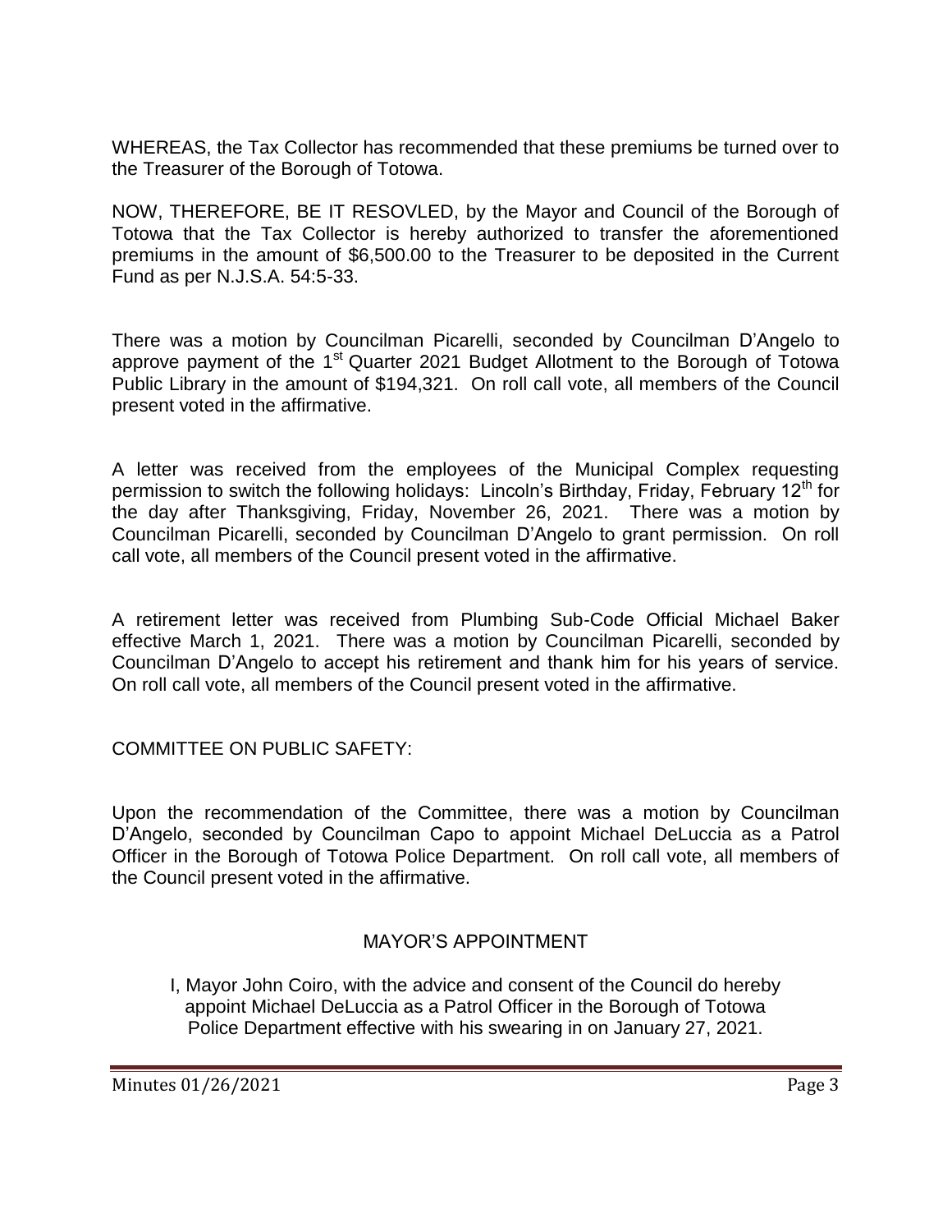WHEREAS, the Tax Collector has recommended that these premiums be turned over to the Treasurer of the Borough of Totowa.

NOW, THEREFORE, BE IT RESOVLED, by the Mayor and Council of the Borough of Totowa that the Tax Collector is hereby authorized to transfer the aforementioned premiums in the amount of $6,500.00 to the Treasurer to be deposited in the Current Fund as per N.J.S.A. 54:5-33.

There was a motion by Councilman Picarelli, seconded by Councilman D'Angelo to approve payment of the 1st Quarter 2021 Budget Allotment to the Borough of Totowa Public Library in the amount of $194,321. On roll call vote, all members of the Council present voted in the affirmative.

A letter was received from the employees of the Municipal Complex requesting permission to switch the following holidays: Lincoln's Birthday, Friday, February 12th for the day after Thanksgiving, Friday, November 26, 2021. There was a motion by Councilman Picarelli, seconded by Councilman D'Angelo to grant permission. On roll call vote, all members of the Council present voted in the affirmative.

A retirement letter was received from Plumbing Sub-Code Official Michael Baker effective March 1, 2021. There was a motion by Councilman Picarelli, seconded by Councilman D'Angelo to accept his retirement and thank him for his years of service. On roll call vote, all members of the Council present voted in the affirmative.

COMMITTEE ON PUBLIC SAFETY:

Upon the recommendation of the Committee, there was a motion by Councilman D'Angelo, seconded by Councilman Capo to appoint Michael DeLuccia as a Patrol Officer in the Borough of Totowa Police Department. On roll call vote, all members of the Council present voted in the affirmative.

## MAYOR'S APPOINTMENT

I, Mayor John Coiro, with the advice and consent of the Council do hereby appoint Michael DeLuccia as a Patrol Officer in the Borough of Totowa Police Department effective with his swearing in on January 27, 2021.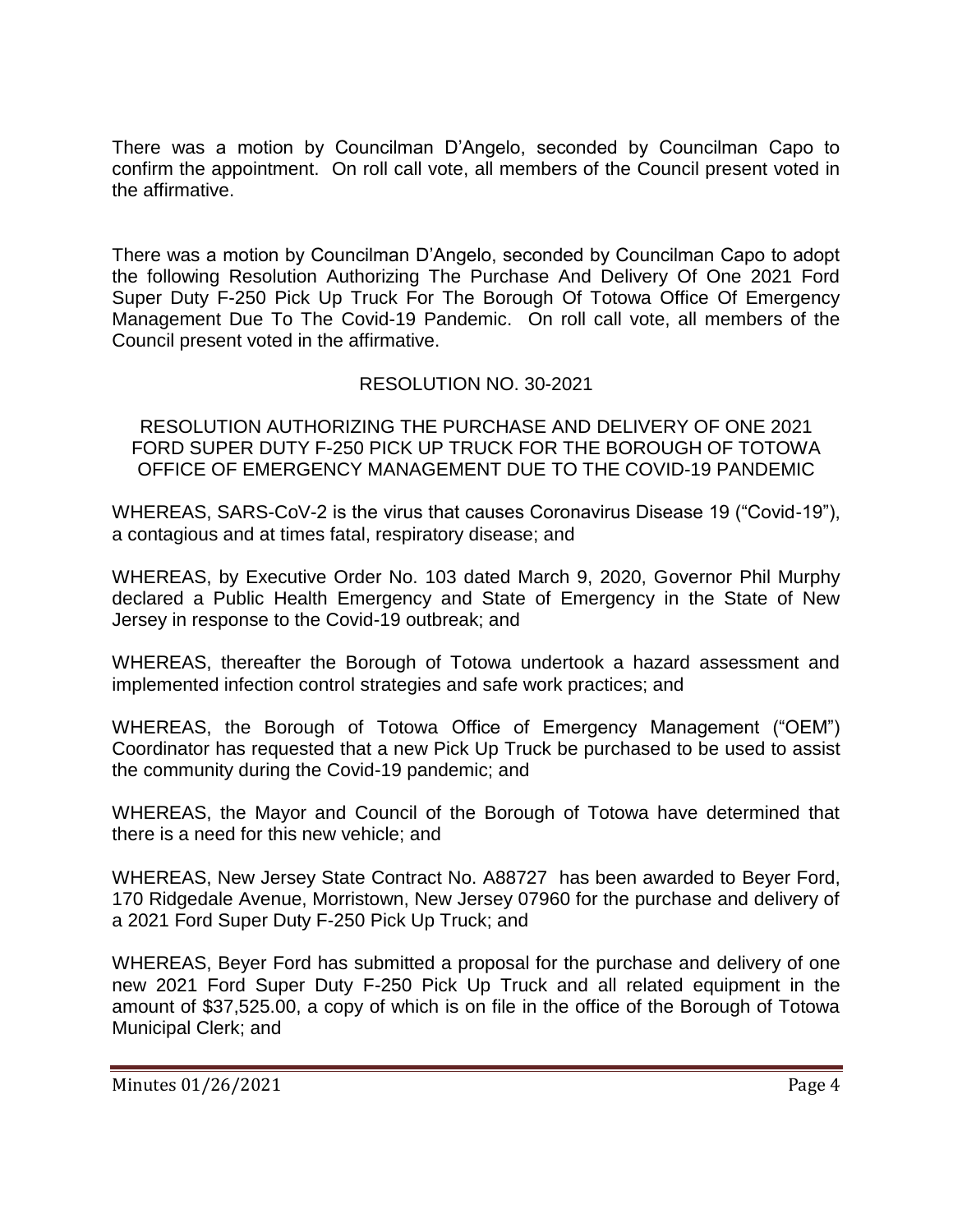There was a motion by Councilman D'Angelo, seconded by Councilman Capo to confirm the appointment. On roll call vote, all members of the Council present voted in the affirmative.

There was a motion by Councilman D'Angelo, seconded by Councilman Capo to adopt the following Resolution Authorizing The Purchase And Delivery Of One 2021 Ford Super Duty F-250 Pick Up Truck For The Borough Of Totowa Office Of Emergency Management Due To The Covid-19 Pandemic. On roll call vote, all members of the Council present voted in the affirmative.

RESOLUTION NO. 30-2021

RESOLUTION AUTHORIZING THE PURCHASE AND DELIVERY OF ONE 2021 FORD SUPER DUTY F-250 PICK UP TRUCK FOR THE BOROUGH OF TOTOWA OFFICE OF EMERGENCY MANAGEMENT DUE TO THE COVID-19 PANDEMIC

WHEREAS, SARS-CoV-2 is the virus that causes Coronavirus Disease 19 ("Covid-19"), a contagious and at times fatal, respiratory disease; and

WHEREAS, by Executive Order No. 103 dated March 9, 2020, Governor Phil Murphy declared a Public Health Emergency and State of Emergency in the State of New Jersey in response to the Covid-19 outbreak; and

WHEREAS, thereafter the Borough of Totowa undertook a hazard assessment and implemented infection control strategies and safe work practices; and

WHEREAS, the Borough of Totowa Office of Emergency Management ("OEM") Coordinator has requested that a new Pick Up Truck be purchased to be used to assist the community during the Covid-19 pandemic; and

WHEREAS, the Mayor and Council of the Borough of Totowa have determined that there is a need for this new vehicle; and

WHEREAS, New Jersey State Contract No. A88727 has been awarded to Beyer Ford, 170 Ridgedale Avenue, Morristown, New Jersey 07960 for the purchase and delivery of a 2021 Ford Super Duty F-250 Pick Up Truck; and

WHEREAS, Beyer Ford has submitted a proposal for the purchase and delivery of one new 2021 Ford Super Duty F-250 Pick Up Truck and all related equipment in the amount of $37,525.00, a copy of which is on file in the office of the Borough of Totowa Municipal Clerk; and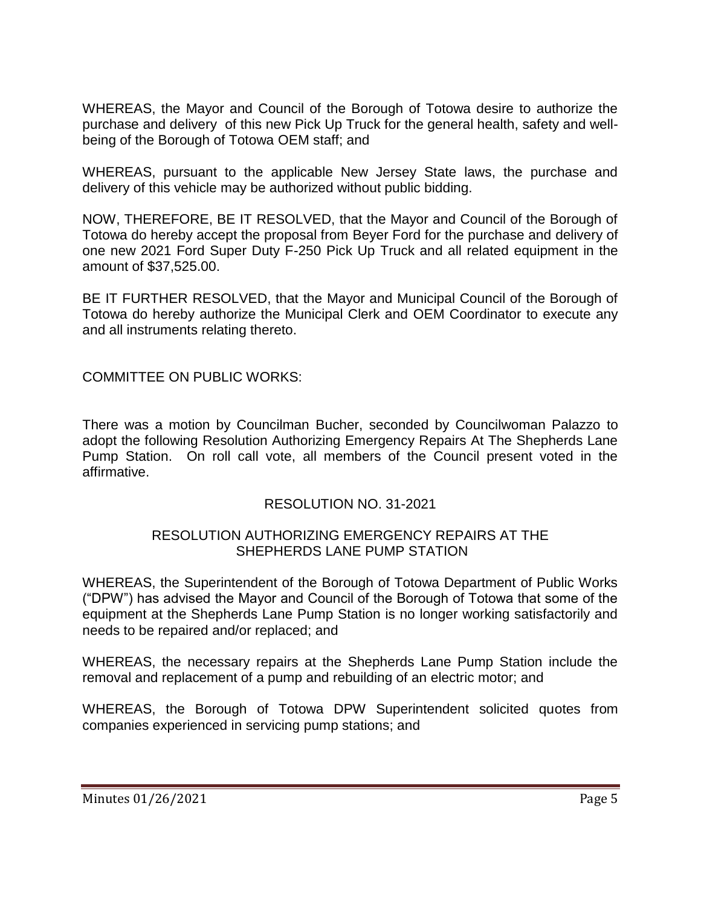WHEREAS, the Mayor and Council of the Borough of Totowa desire to authorize the purchase and delivery of this new Pick Up Truck for the general health, safety and well-being of the Borough of Totowa OEM staff; and

WHEREAS, pursuant to the applicable New Jersey State laws, the purchase and delivery of this vehicle may be authorized without public bidding.

NOW, THEREFORE, BE IT RESOLVED, that the Mayor and Council of the Borough of Totowa do hereby accept the proposal from Beyer Ford for the purchase and delivery of one new 2021 Ford Super Duty F-250 Pick Up Truck and all related equipment in the amount of $37,525.00.

BE IT FURTHER RESOLVED, that the Mayor and Municipal Council of the Borough of Totowa do hereby authorize the Municipal Clerk and OEM Coordinator to execute any and all instruments relating thereto.

COMMITTEE ON PUBLIC WORKS:

There was a motion by Councilman Bucher, seconded by Councilwoman Palazzo to adopt the following Resolution Authorizing Emergency Repairs At The Shepherds Lane Pump Station. On roll call vote, all members of the Council present voted in the affirmative.

RESOLUTION NO. 31-2021

RESOLUTION AUTHORIZING EMERGENCY REPAIRS AT THE SHEPHERDS LANE PUMP STATION

WHEREAS, the Superintendent of the Borough of Totowa Department of Public Works ("DPW") has advised the Mayor and Council of the Borough of Totowa that some of the equipment at the Shepherds Lane Pump Station is no longer working satisfactorily and needs to be repaired and/or replaced; and

WHEREAS, the necessary repairs at the Shepherds Lane Pump Station include the removal and replacement of a pump and rebuilding of an electric motor; and

WHEREAS, the Borough of Totowa DPW Superintendent solicited quotes from companies experienced in servicing pump stations; and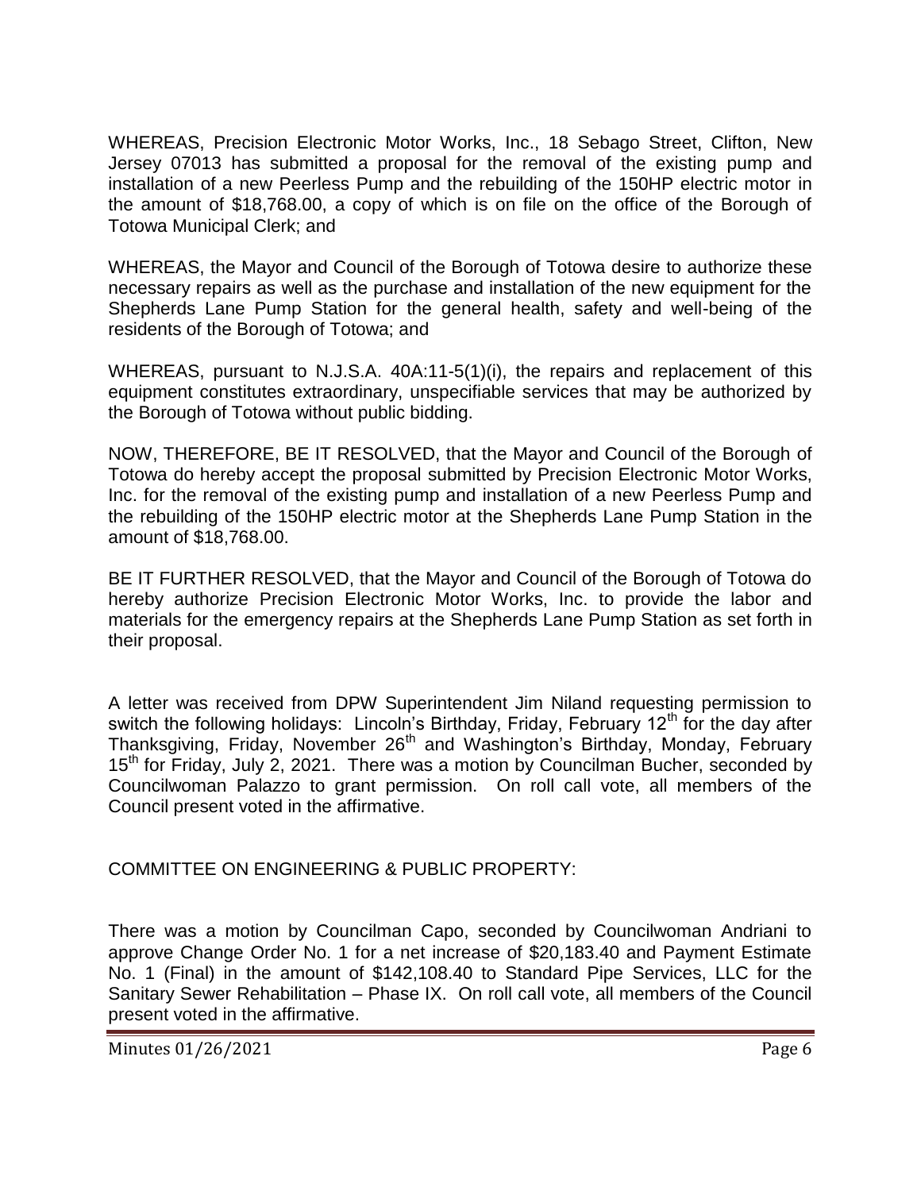WHEREAS, Precision Electronic Motor Works, Inc., 18 Sebago Street, Clifton, New Jersey 07013 has submitted a proposal for the removal of the existing pump and installation of a new Peerless Pump and the rebuilding of the 150HP electric motor in the amount of $18,768.00, a copy of which is on file on the office of the Borough of Totowa Municipal Clerk; and

WHEREAS, the Mayor and Council of the Borough of Totowa desire to authorize these necessary repairs as well as the purchase and installation of the new equipment for the Shepherds Lane Pump Station for the general health, safety and well-being of the residents of the Borough of Totowa; and

WHEREAS, pursuant to N.J.S.A. 40A:11-5(1)(i), the repairs and replacement of this equipment constitutes extraordinary, unspecifiable services that may be authorized by the Borough of Totowa without public bidding.

NOW, THEREFORE, BE IT RESOLVED, that the Mayor and Council of the Borough of Totowa do hereby accept the proposal submitted by Precision Electronic Motor Works, Inc. for the removal of the existing pump and installation of a new Peerless Pump and the rebuilding of the 150HP electric motor at the Shepherds Lane Pump Station in the amount of $18,768.00.

BE IT FURTHER RESOLVED, that the Mayor and Council of the Borough of Totowa do hereby authorize Precision Electronic Motor Works, Inc. to provide the labor and materials for the emergency repairs at the Shepherds Lane Pump Station as set forth in their proposal.

A letter was received from DPW Superintendent Jim Niland requesting permission to switch the following holidays: Lincoln's Birthday, Friday, February 12th for the day after Thanksgiving, Friday, November 26th and Washington's Birthday, Monday, February 15th for Friday, July 2, 2021. There was a motion by Councilman Bucher, seconded by Councilwoman Palazzo to grant permission. On roll call vote, all members of the Council present voted in the affirmative.

COMMITTEE ON ENGINEERING & PUBLIC PROPERTY:

There was a motion by Councilman Capo, seconded by Councilwoman Andriani to approve Change Order No. 1 for a net increase of $20,183.40 and Payment Estimate No. 1 (Final) in the amount of $142,108.40 to Standard Pipe Services, LLC for the Sanitary Sewer Rehabilitation – Phase IX. On roll call vote, all members of the Council present voted in the affirmative.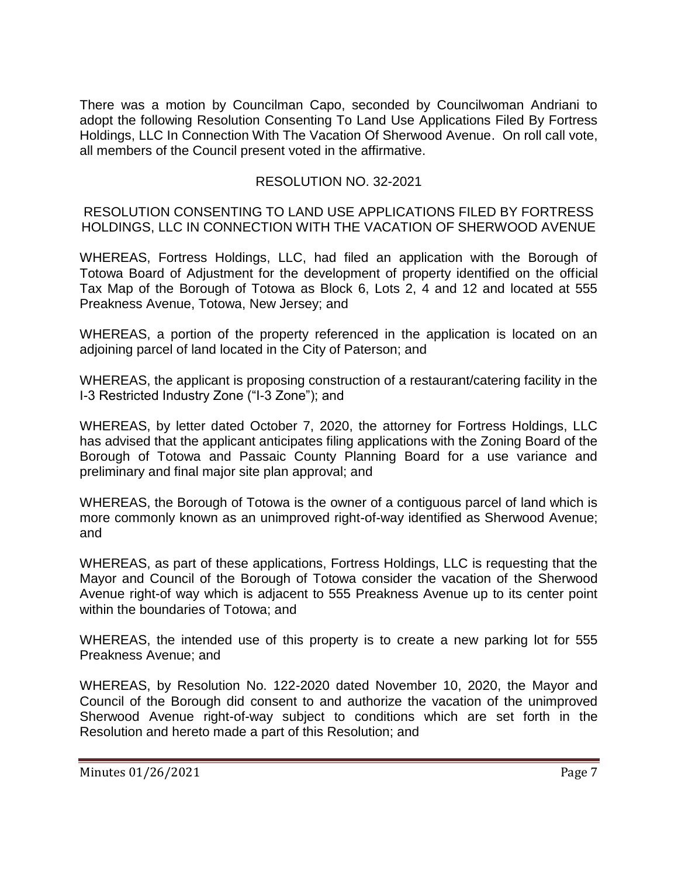There was a motion by Councilman Capo, seconded by Councilwoman Andriani to adopt the following Resolution Consenting To Land Use Applications Filed By Fortress Holdings, LLC In Connection With The Vacation Of Sherwood Avenue. On roll call vote, all members of the Council present voted in the affirmative.

RESOLUTION NO. 32-2021

RESOLUTION CONSENTING TO LAND USE APPLICATIONS FILED BY FORTRESS HOLDINGS, LLC IN CONNECTION WITH THE VACATION OF SHERWOOD AVENUE

WHEREAS, Fortress Holdings, LLC, had filed an application with the Borough of Totowa Board of Adjustment for the development of property identified on the official Tax Map of the Borough of Totowa as Block 6, Lots 2, 4 and 12 and located at 555 Preakness Avenue, Totowa, New Jersey; and

WHEREAS, a portion of the property referenced in the application is located on an adjoining parcel of land located in the City of Paterson; and

WHEREAS, the applicant is proposing construction of a restaurant/catering facility in the I-3 Restricted Industry Zone ("I-3 Zone"); and

WHEREAS, by letter dated October 7, 2020, the attorney for Fortress Holdings, LLC has advised that the applicant anticipates filing applications with the Zoning Board of the Borough of Totowa and Passaic County Planning Board for a use variance and preliminary and final major site plan approval; and

WHEREAS, the Borough of Totowa is the owner of a contiguous parcel of land which is more commonly known as an unimproved right-of-way identified as Sherwood Avenue; and

WHEREAS, as part of these applications, Fortress Holdings, LLC is requesting that the Mayor and Council of the Borough of Totowa consider the vacation of the Sherwood Avenue right-of way which is adjacent to 555 Preakness Avenue up to its center point within the boundaries of Totowa; and

WHEREAS, the intended use of this property is to create a new parking lot for 555 Preakness Avenue; and

WHEREAS, by Resolution No. 122-2020 dated November 10, 2020, the Mayor and Council of the Borough did consent to and authorize the vacation of the unimproved Sherwood Avenue right-of-way subject to conditions which are set forth in the Resolution and hereto made a part of this Resolution; and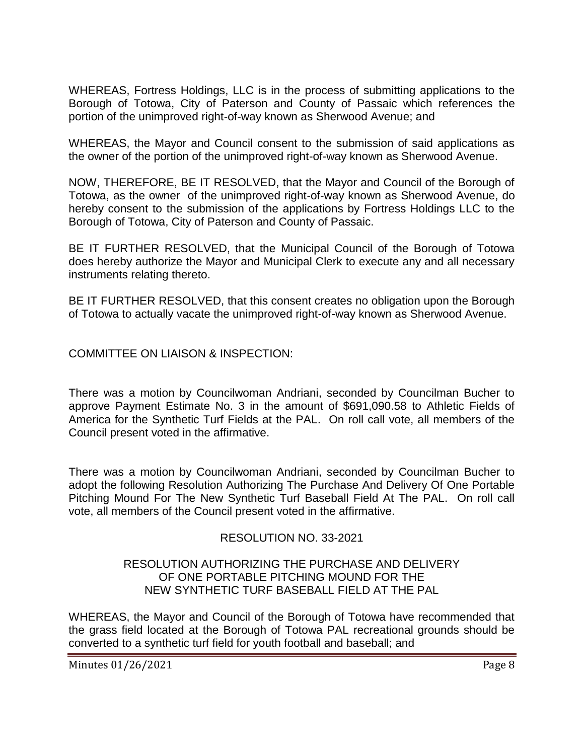WHEREAS, Fortress Holdings, LLC is in the process of submitting applications to the Borough of Totowa, City of Paterson and County of Passaic which references the portion of the unimproved right-of-way known as Sherwood Avenue; and

WHEREAS, the Mayor and Council consent to the submission of said applications as the owner of the portion of the unimproved right-of-way known as Sherwood Avenue.

NOW, THEREFORE, BE IT RESOLVED, that the Mayor and Council of the Borough of Totowa, as the owner of the unimproved right-of-way known as Sherwood Avenue, do hereby consent to the submission of the applications by Fortress Holdings LLC to the Borough of Totowa, City of Paterson and County of Passaic.

BE IT FURTHER RESOLVED, that the Municipal Council of the Borough of Totowa does hereby authorize the Mayor and Municipal Clerk to execute any and all necessary instruments relating thereto.

BE IT FURTHER RESOLVED, that this consent creates no obligation upon the Borough of Totowa to actually vacate the unimproved right-of-way known as Sherwood Avenue.

COMMITTEE ON LIAISON & INSPECTION:

There was a motion by Councilwoman Andriani, seconded by Councilman Bucher to approve Payment Estimate No. 3 in the amount of $691,090.58 to Athletic Fields of America for the Synthetic Turf Fields at the PAL. On roll call vote, all members of the Council present voted in the affirmative.

There was a motion by Councilwoman Andriani, seconded by Councilman Bucher to adopt the following Resolution Authorizing The Purchase And Delivery Of One Portable Pitching Mound For The New Synthetic Turf Baseball Field At The PAL. On roll call vote, all members of the Council present voted in the affirmative.

RESOLUTION NO. 33-2021

RESOLUTION AUTHORIZING THE PURCHASE AND DELIVERY OF ONE PORTABLE PITCHING MOUND FOR THE NEW SYNTHETIC TURF BASEBALL FIELD AT THE PAL

WHEREAS, the Mayor and Council of the Borough of Totowa have recommended that the grass field located at the Borough of Totowa PAL recreational grounds should be converted to a synthetic turf field for youth football and baseball; and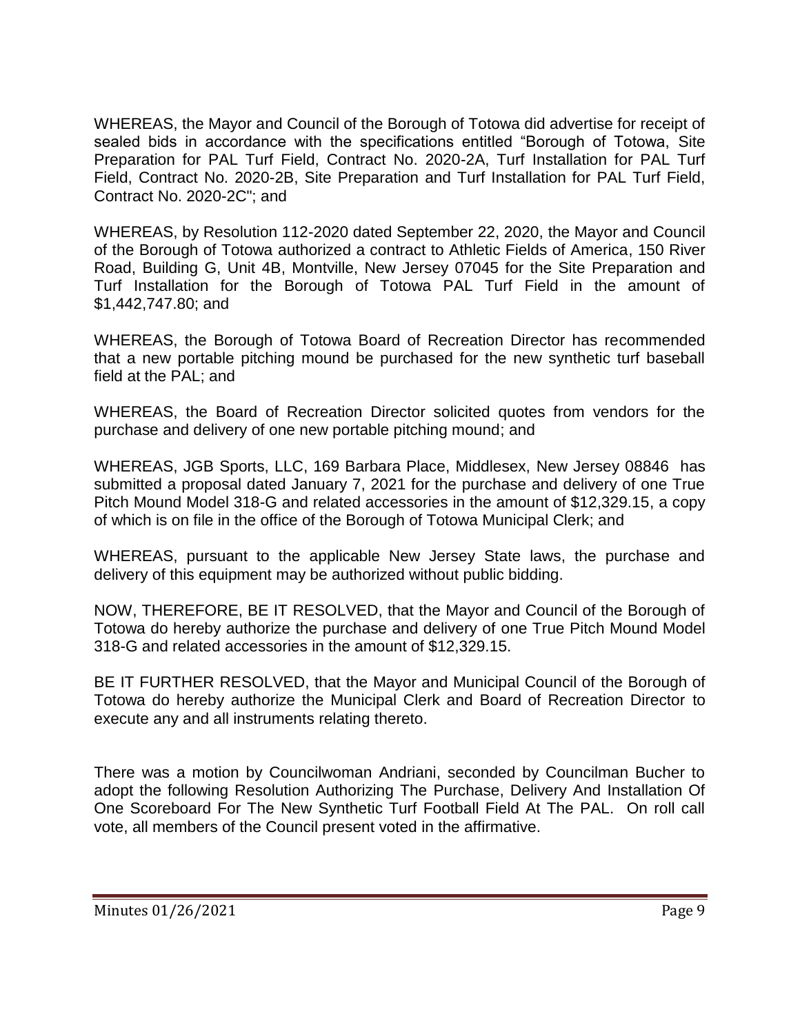WHEREAS, the Mayor and Council of the Borough of Totowa did advertise for receipt of sealed bids in accordance with the specifications entitled "Borough of Totowa, Site Preparation for PAL Turf Field, Contract No. 2020-2A, Turf Installation for PAL Turf Field, Contract No. 2020-2B, Site Preparation and Turf Installation for PAL Turf Field, Contract No. 2020-2C"; and

WHEREAS, by Resolution 112-2020 dated September 22, 2020, the Mayor and Council of the Borough of Totowa authorized a contract to Athletic Fields of America, 150 River Road, Building G, Unit 4B, Montville, New Jersey 07045 for the Site Preparation and Turf Installation for the Borough of Totowa PAL Turf Field in the amount of $1,442,747.80; and

WHEREAS, the Borough of Totowa Board of Recreation Director has recommended that a new portable pitching mound be purchased for the new synthetic turf baseball field at the PAL; and

WHEREAS, the Board of Recreation Director solicited quotes from vendors for the purchase and delivery of one new portable pitching mound; and

WHEREAS, JGB Sports, LLC, 169 Barbara Place, Middlesex, New Jersey 08846 has submitted a proposal dated January 7, 2021 for the purchase and delivery of one True Pitch Mound Model 318-G and related accessories in the amount of $12,329.15, a copy of which is on file in the office of the Borough of Totowa Municipal Clerk; and

WHEREAS, pursuant to the applicable New Jersey State laws, the purchase and delivery of this equipment may be authorized without public bidding.

NOW, THEREFORE, BE IT RESOLVED, that the Mayor and Council of the Borough of Totowa do hereby authorize the purchase and delivery of one True Pitch Mound Model 318-G and related accessories in the amount of $12,329.15.

BE IT FURTHER RESOLVED, that the Mayor and Municipal Council of the Borough of Totowa do hereby authorize the Municipal Clerk and Board of Recreation Director to execute any and all instruments relating thereto.

There was a motion by Councilwoman Andriani, seconded by Councilman Bucher to adopt the following Resolution Authorizing The Purchase, Delivery And Installation Of One Scoreboard For The New Synthetic Turf Football Field At The PAL. On roll call vote, all members of the Council present voted in the affirmative.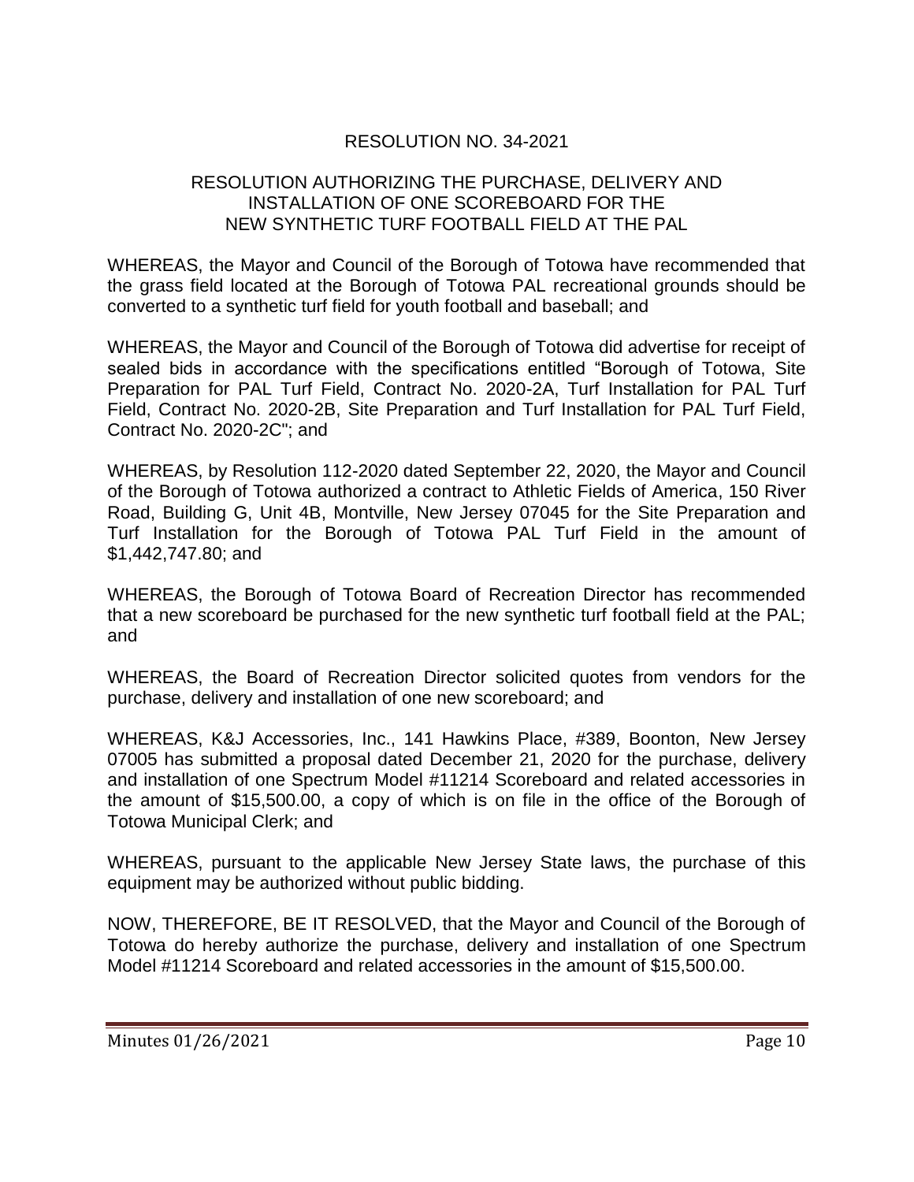# RESOLUTION NO. 34-2021

## RESOLUTION AUTHORIZING THE PURCHASE, DELIVERY AND INSTALLATION OF ONE SCOREBOARD FOR THE NEW SYNTHETIC TURF FOOTBALL FIELD AT THE PAL

WHEREAS, the Mayor and Council of the Borough of Totowa have recommended that the grass field located at the Borough of Totowa PAL recreational grounds should be converted to a synthetic turf field for youth football and baseball; and

WHEREAS, the Mayor and Council of the Borough of Totowa did advertise for receipt of sealed bids in accordance with the specifications entitled "Borough of Totowa, Site Preparation for PAL Turf Field, Contract No. 2020-2A, Turf Installation for PAL Turf Field, Contract No. 2020-2B, Site Preparation and Turf Installation for PAL Turf Field, Contract No. 2020-2C"; and

WHEREAS, by Resolution 112-2020 dated September 22, 2020, the Mayor and Council of the Borough of Totowa authorized a contract to Athletic Fields of America, 150 River Road, Building G, Unit 4B, Montville, New Jersey 07045 for the Site Preparation and Turf Installation for the Borough of Totowa PAL Turf Field in the amount of $1,442,747.80; and

WHEREAS, the Borough of Totowa Board of Recreation Director has recommended that a new scoreboard be purchased for the new synthetic turf football field at the PAL; and

WHEREAS, the Board of Recreation Director solicited quotes from vendors for the purchase, delivery and installation of one new scoreboard; and

WHEREAS, K&J Accessories, Inc., 141 Hawkins Place, #389, Boonton, New Jersey 07005 has submitted a proposal dated December 21, 2020 for the purchase, delivery and installation of one Spectrum Model #11214 Scoreboard and related accessories in the amount of $15,500.00, a copy of which is on file in the office of the Borough of Totowa Municipal Clerk; and

WHEREAS, pursuant to the applicable New Jersey State laws, the purchase of this equipment may be authorized without public bidding.

NOW, THEREFORE, BE IT RESOLVED, that the Mayor and Council of the Borough of Totowa do hereby authorize the purchase, delivery and installation of one Spectrum Model #11214 Scoreboard and related accessories in the amount of $15,500.00.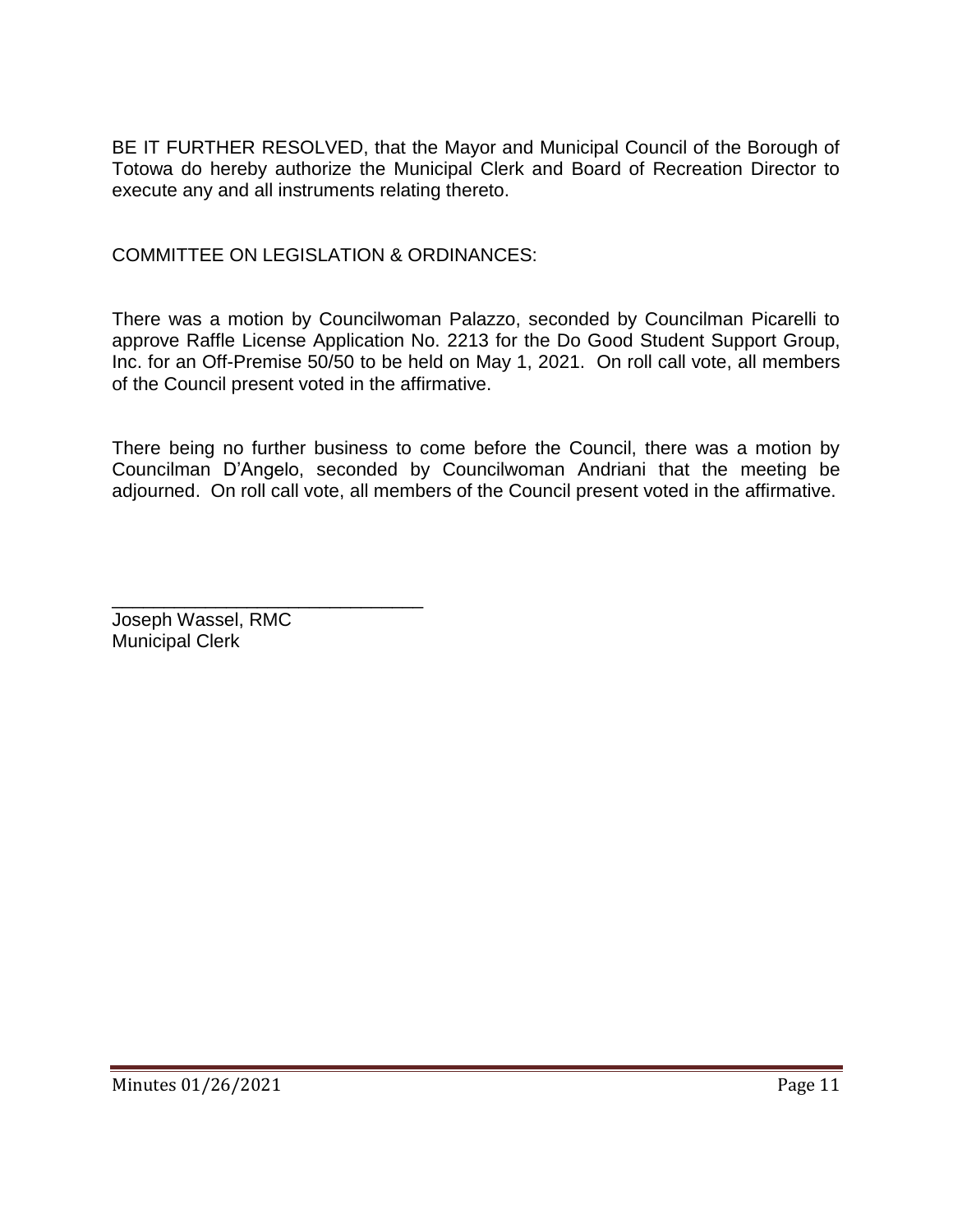BE IT FURTHER RESOLVED, that the Mayor and Municipal Council of the Borough of Totowa do hereby authorize the Municipal Clerk and Board of Recreation Director to execute any and all instruments relating thereto.

COMMITTEE ON LEGISLATION & ORDINANCES:

There was a motion by Councilwoman Palazzo, seconded by Councilman Picarelli to approve Raffle License Application No. 2213 for the Do Good Student Support Group, Inc. for an Off-Premise 50/50 to be held on May 1, 2021. On roll call vote, all members of the Council present voted in the affirmative.

There being no further business to come before the Council, there was a motion by Councilman D'Angelo, seconded by Councilwoman Andriani that the meeting be adjourned. On roll call vote, all members of the Council present voted in the affirmative.

\_\_\_\_\_\_\_\_\_\_\_\_\_\_\_\_\_\_\_\_\_\_\_\_\_\_\_\_\_\_

Joseph Wassel, RMC
Municipal Clerk